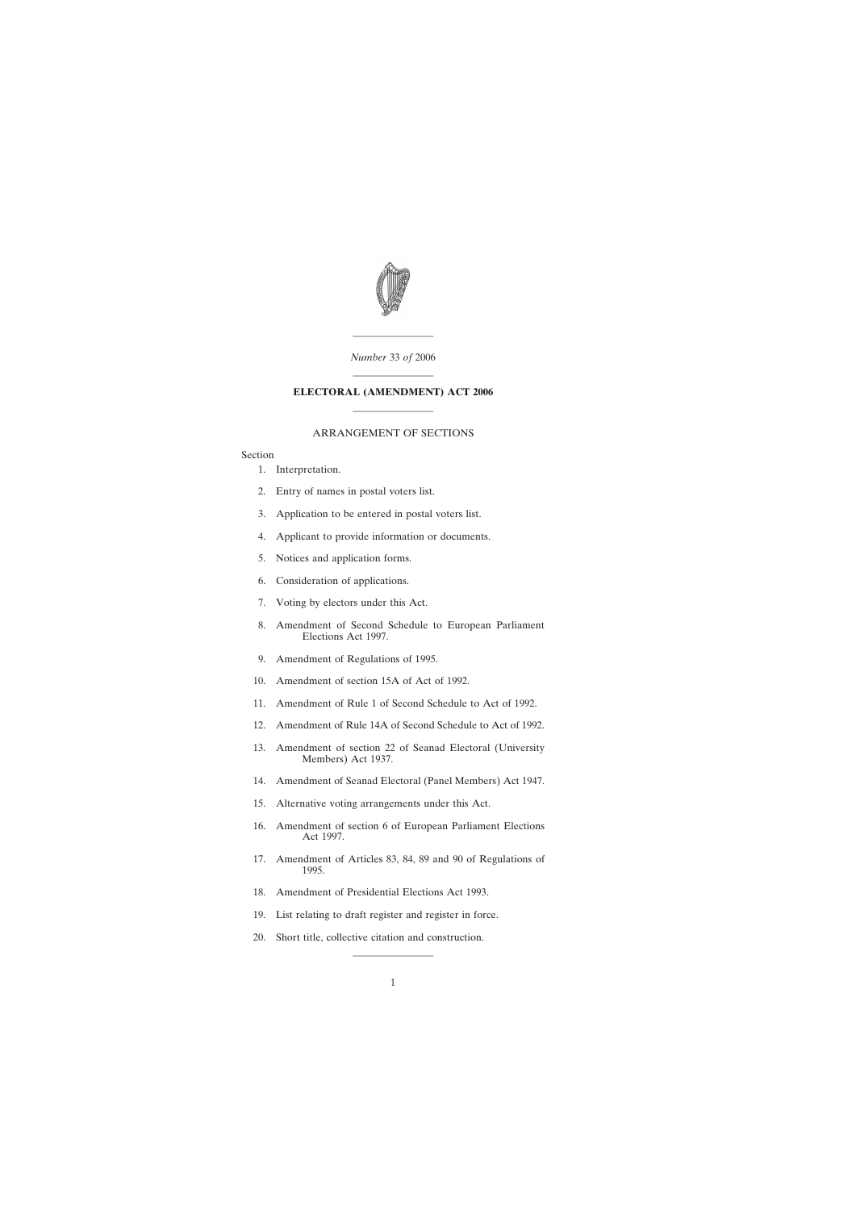*Number* 33 *of* 2006

---

# ELECTORAL (AMENDMENT) ACT 2006

---

## ARRANGEMENT OF SECTIONS

Section

1. Interpretation.
2. Entry of names in postal voters list.
3. Application to be entered in postal voters list.
4. Applicant to provide information or documents.
5. Notices and application forms.
6. Consideration of applications.
7. Voting by electors under this Act.
8. Amendment of Second Schedule to European Parliament Elections Act 1997.
9. Amendment of Regulations of 1995.
10. Amendment of section 15A of Act of 1992.
11. Amendment of Rule 1 of Second Schedule to Act of 1992.
12. Amendment of Rule 14A of Second Schedule to Act of 1992.
13. Amendment of section 22 of Seanad Electoral (University Members) Act 1937.
14. Amendment of Seanad Electoral (Panel Members) Act 1947.
15. Alternative voting arrangements under this Act.
16. Amendment of section 6 of European Parliament Elections Act 1997.
17. Amendment of Articles 83, 84, 89 and 90 of Regulations of 1995.
18. Amendment of Presidential Elections Act 1993.
19. List relating to draft register and register in force.
20. Short title, collective citation and construction.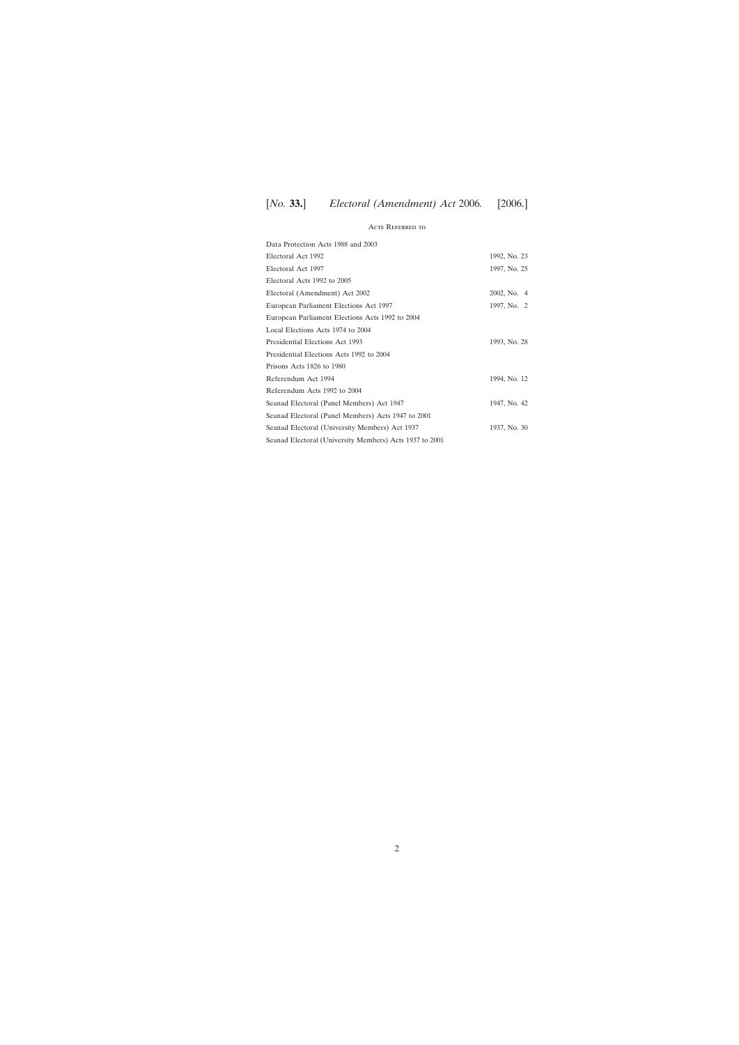## Acts Referred to

| | |
|---|---|
| Data Protection Acts 1988 and 2003 | |
| Electoral Act 1992 | 1992, No. 23 |
| Electoral Act 1997 | 1997, No. 25 |
| Electoral Acts 1992 to 2005 | |
| Electoral (Amendment) Act 2002 | 2002, No. 4 |
| European Parliament Elections Act 1997 | 1997, No. 2 |
| European Parliament Elections Acts 1992 to 2004 | |
| Local Elections Acts 1974 to 2004 | |
| Presidential Elections Act 1993 | 1993, No. 28 |
| Presidential Elections Acts 1992 to 2004 | |
| Prisons Acts 1826 to 1980 | |
| Referendum Act 1994 | 1994, No. 12 |
| Referendum Acts 1992 to 2004 | |
| Seanad Electoral (Panel Members) Act 1947 | 1947, No. 42 |
| Seanad Electoral (Panel Members) Acts 1947 to 2001 | |
| Seanad Electoral (University Members) Act 1937 | 1937, No. 30 |
| Seanad Electoral (University Members) Acts 1937 to 2001 | |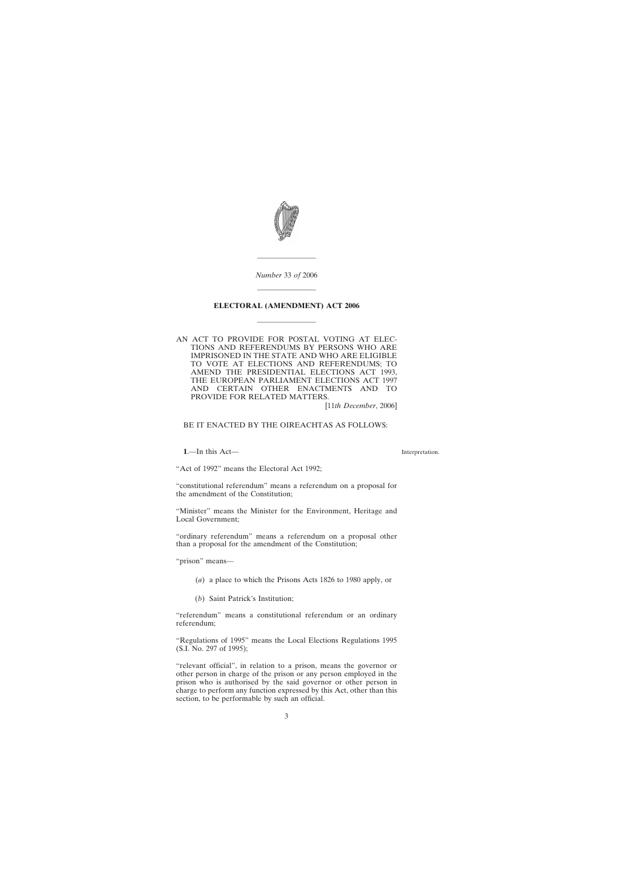*Number* 33 *of* 2006

---

# ELECTORAL (AMENDMENT) ACT 2006

---

AN ACT TO PROVIDE FOR POSTAL VOTING AT ELECTIONS AND REFERENDUMS BY PERSONS WHO ARE IMPRISONED IN THE STATE AND WHO ARE ELIGIBLE TO VOTE AT ELECTIONS AND REFERENDUMS; TO AMEND THE PRESIDENTIAL ELECTIONS ACT 1993, THE EUROPEAN PARLIAMENT ELECTIONS ACT 1997 AND CERTAIN OTHER ENACTMENTS AND TO PROVIDE FOR RELATED MATTERS.

[11*th December*, 2006]

BE IT ENACTED BY THE OIREACHTAS AS FOLLOWS:

Interpretation.

**1**.—In this Act—

“Act of 1992” means the Electoral Act 1992;

“constitutional referendum” means a referendum on a proposal for the amendment of the Constitution;

“Minister” means the Minister for the Environment, Heritage and Local Government;

“ordinary referendum” means a referendum on a proposal other than a proposal for the amendment of the Constitution;

“prison” means—

(*a*) a place to which the Prisons Acts 1826 to 1980 apply, or

(*b*) Saint Patrick’s Institution;

“referendum” means a constitutional referendum or an ordinary referendum;

“Regulations of 1995” means the Local Elections Regulations 1995 (S.I. No. 297 of 1995);

“relevant official”, in relation to a prison, means the governor or other person in charge of the prison or any person employed in the prison who is authorised by the said governor or other person in charge to perform any function expressed by this Act, other than this section, to be performable by such an official.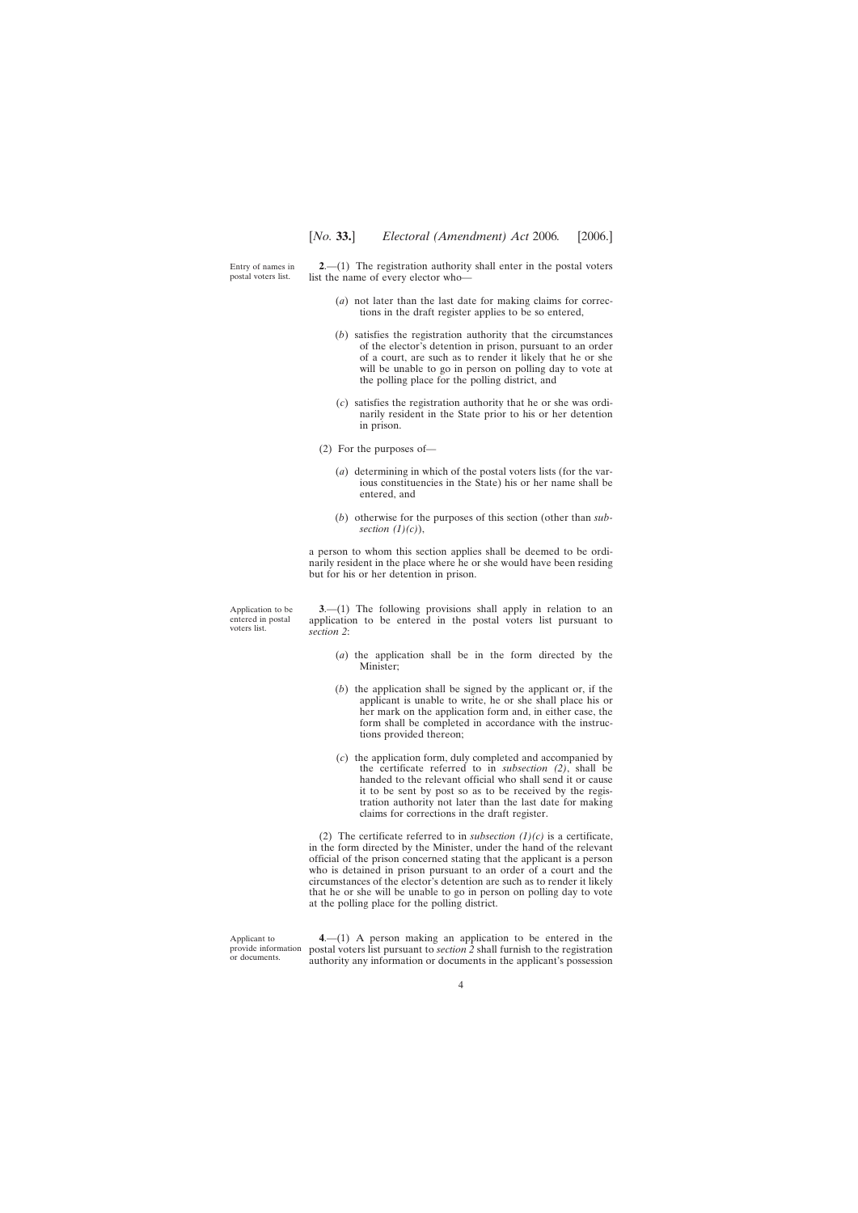**2**.—(1) The registration authority shall enter in the postal voters list the name of every elector who—

*Entry of names in postal voters list.*

(*a*) not later than the last date for making claims for corrections in the draft register applies to be so entered,

(*b*) satisfies the registration authority that the circumstances of the elector's detention in prison, pursuant to an order of a court, are such as to render it likely that he or she will be unable to go in person on polling day to vote at the polling place for the polling district, and

(*c*) satisfies the registration authority that he or she was ordinarily resident in the State prior to his or her detention in prison.

(2) For the purposes of—

(*a*) determining in which of the postal voters lists (for the various constituencies in the State) his or her name shall be entered, and

(*b*) otherwise for the purposes of this section (other than *subsection (1)(c)*),

a person to whom this section applies shall be deemed to be ordinarily resident in the place where he or she would have been residing but for his or her detention in prison.

**3**.—(1) The following provisions shall apply in relation to an application to be entered in the postal voters list pursuant to *section 2*:

*Application to be entered in postal voters list.*

(*a*) the application shall be in the form directed by the Minister;

(*b*) the application shall be signed by the applicant or, if the applicant is unable to write, he or she shall place his or her mark on the application form and, in either case, the form shall be completed in accordance with the instructions provided thereon;

(*c*) the application form, duly completed and accompanied by the certificate referred to in *subsection (2)*, shall be handed to the relevant official who shall send it or cause it to be sent by post so as to be received by the registration authority not later than the last date for making claims for corrections in the draft register.

(2) The certificate referred to in *subsection (1)(c)* is a certificate, in the form directed by the Minister, under the hand of the relevant official of the prison concerned stating that the applicant is a person who is detained in prison pursuant to an order of a court and the circumstances of the elector's detention are such as to render it likely that he or she will be unable to go in person on polling day to vote at the polling place for the polling district.

**4**.—(1) A person making an application to be entered in the postal voters list pursuant to *section 2* shall furnish to the registration authority any information or documents in the applicant's possession

*Applicant to provide information or documents.*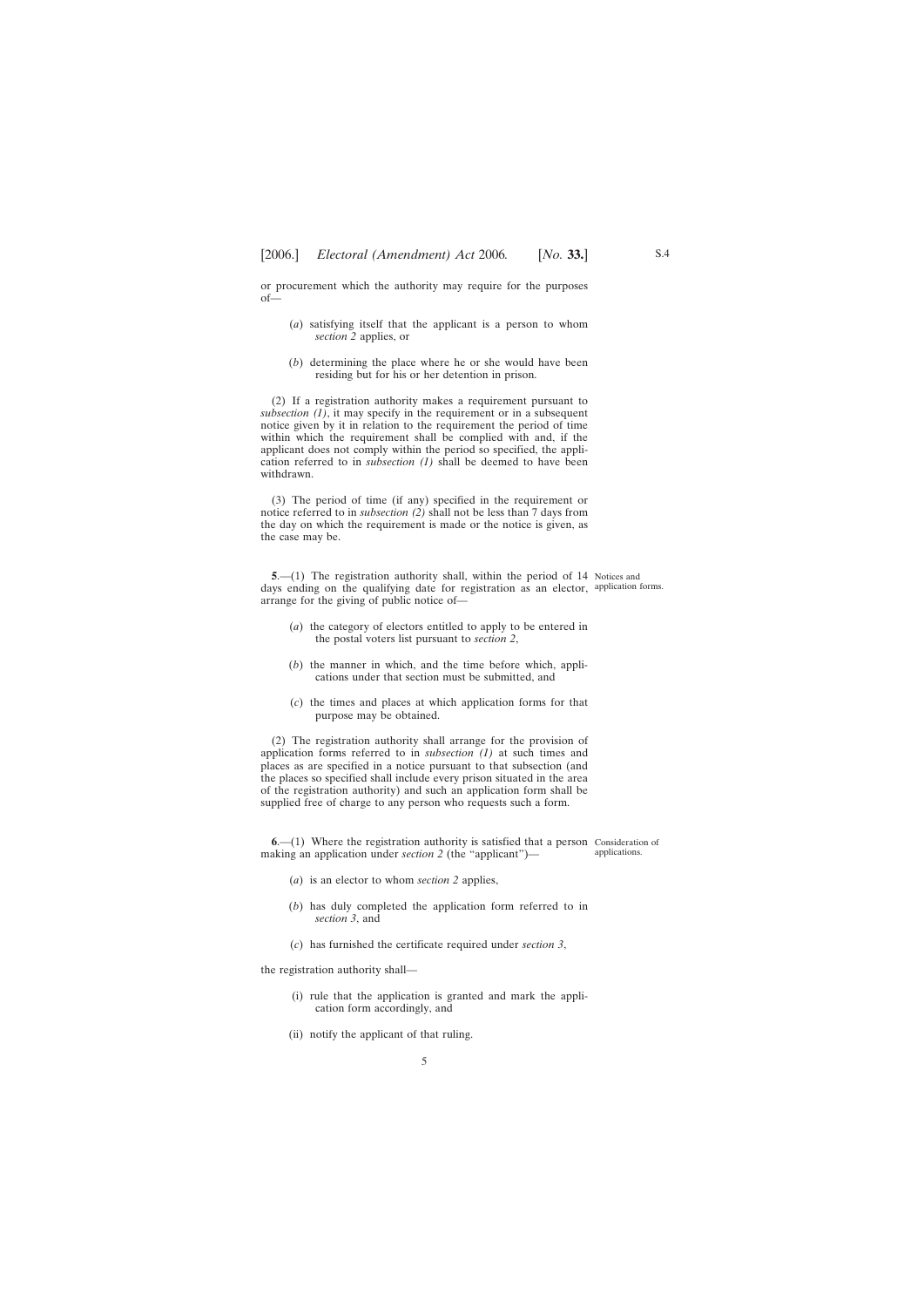or procurement which the authority may require for the purposes of—

(*a*) satisfying itself that the applicant is a person to whom *section 2* applies, or

(*b*) determining the place where he or she would have been residing but for his or her detention in prison.

(2) If a registration authority makes a requirement pursuant to *subsection (1)*, it may specify in the requirement or in a subsequent notice given by it in relation to the requirement the period of time within which the requirement shall be complied with and, if the applicant does not comply within the period so specified, the application referred to in *subsection (1)* shall be deemed to have been withdrawn.

(3) The period of time (if any) specified in the requirement or notice referred to in *subsection (2)* shall not be less than 7 days from the day on which the requirement is made or the notice is given, as the case may be.

Notices and application forms.

**5**.—(1) The registration authority shall, within the period of 14 days ending on the qualifying date for registration as an elector, arrange for the giving of public notice of—

(*a*) the category of electors entitled to apply to be entered in the postal voters list pursuant to *section 2*,

(*b*) the manner in which, and the time before which, applications under that section must be submitted, and

(*c*) the times and places at which application forms for that purpose may be obtained.

(2) The registration authority shall arrange for the provision of application forms referred to in *subsection (1)* at such times and places as are specified in a notice pursuant to that subsection (and the places so specified shall include every prison situated in the area of the registration authority) and such an application form shall be supplied free of charge to any person who requests such a form.

Consideration of applications.

**6**.—(1) Where the registration authority is satisfied that a person making an application under *section 2* (the "applicant")—

(*a*) is an elector to whom *section 2* applies,

(*b*) has duly completed the application form referred to in *section 3*, and

(*c*) has furnished the certificate required under *section 3*,

the registration authority shall—

(i) rule that the application is granted and mark the application form accordingly, and

(ii) notify the applicant of that ruling.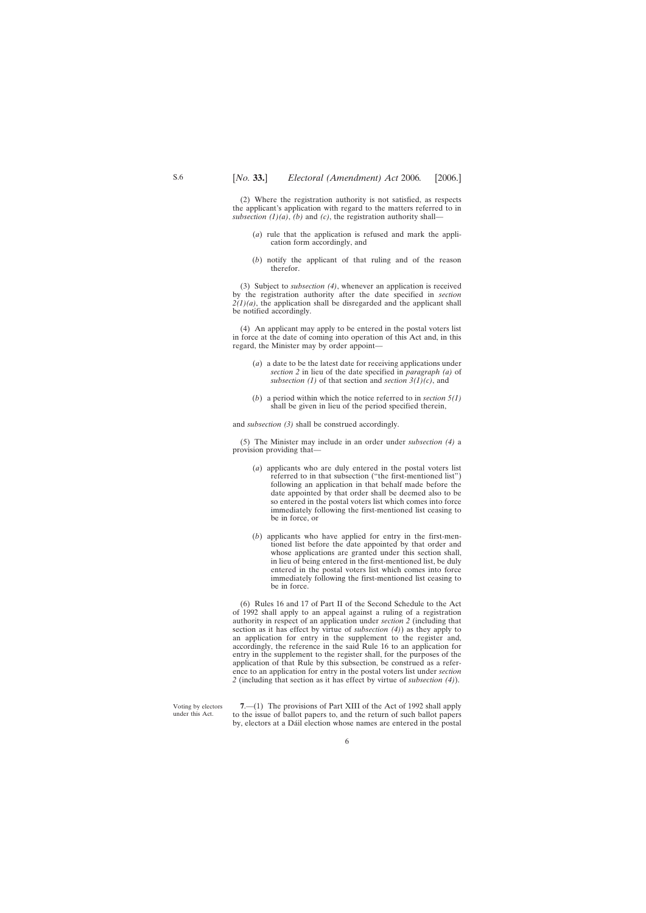(2) Where the registration authority is not satisfied, as respects the applicant's application with regard to the matters referred to in *subsection (1)(a)*, *(b)* and *(c)*, the registration authority shall—

(*a*) rule that the application is refused and mark the application form accordingly, and

(*b*) notify the applicant of that ruling and of the reason therefor.

(3) Subject to *subsection (4)*, whenever an application is received by the registration authority after the date specified in *section 2(1)(a)*, the application shall be disregarded and the applicant shall be notified accordingly.

(4) An applicant may apply to be entered in the postal voters list in force at the date of coming into operation of this Act and, in this regard, the Minister may by order appoint—

(*a*) a date to be the latest date for receiving applications under *section 2* in lieu of the date specified in *paragraph (a)* of *subsection (1)* of that section and *section 3(1)(c)*, and

(*b*) a period within which the notice referred to in *section 5(1)* shall be given in lieu of the period specified therein,

and *subsection (3)* shall be construed accordingly.

(5) The Minister may include in an order under *subsection (4)* a provision providing that—

(*a*) applicants who are duly entered in the postal voters list referred to in that subsection ("the first-mentioned list") following an application in that behalf made before the date appointed by that order shall be deemed also to be so entered in the postal voters list which comes into force immediately following the first-mentioned list ceasing to be in force, or

(*b*) applicants who have applied for entry in the first-mentioned list before the date appointed by that order and whose applications are granted under this section shall, in lieu of being entered in the first-mentioned list, be duly entered in the postal voters list which comes into force immediately following the first-mentioned list ceasing to be in force.

(6) Rules 16 and 17 of Part II of the Second Schedule to the Act of 1992 shall apply to an appeal against a ruling of a registration authority in respect of an application under *section 2* (including that section as it has effect by virtue of *subsection (4)*) as they apply to an application for entry in the supplement to the register and, accordingly, the reference in the said Rule 16 to an application for entry in the supplement to the register shall, for the purposes of the application of that Rule by this subsection, be construed as a reference to an application for entry in the postal voters list under *section 2* (including that section as it has effect by virtue of *subsection (4)*).

Voting by electors under this Act.

**7**.—(1) The provisions of Part XIII of the Act of 1992 shall apply to the issue of ballot papers to, and the return of such ballot papers by, electors at a Dáil election whose names are entered in the postal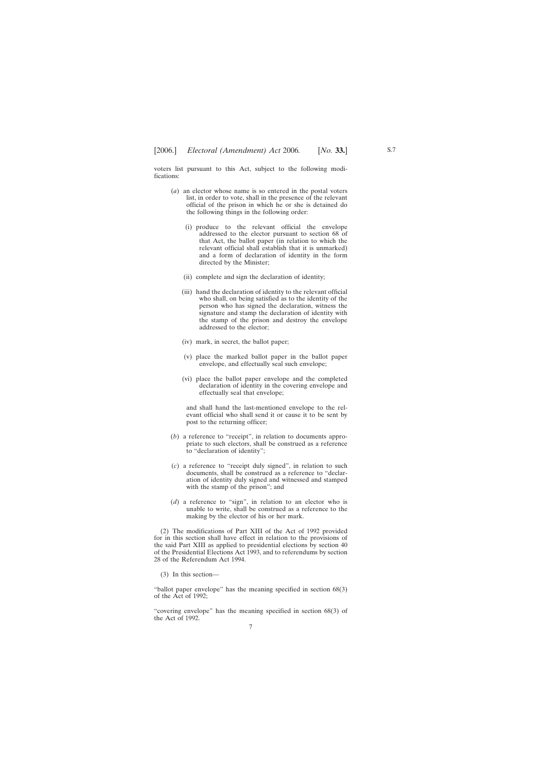voters list pursuant to this Act, subject to the following modifications:

(*a*) an elector whose name is so entered in the postal voters list, in order to vote, shall in the presence of the relevant official of the prison in which he or she is detained do the following things in the following order:

(i) produce to the relevant official the envelope addressed to the elector pursuant to section 68 of that Act, the ballot paper (in relation to which the relevant official shall establish that it is unmarked) and a form of declaration of identity in the form directed by the Minister;

(ii) complete and sign the declaration of identity;

(iii) hand the declaration of identity to the relevant official who shall, on being satisfied as to the identity of the person who has signed the declaration, witness the signature and stamp the declaration of identity with the stamp of the prison and destroy the envelope addressed to the elector;

(iv) mark, in secret, the ballot paper;

(v) place the marked ballot paper in the ballot paper envelope, and effectually seal such envelope;

(vi) place the ballot paper envelope and the completed declaration of identity in the covering envelope and effectually seal that envelope;

and shall hand the last-mentioned envelope to the relevant official who shall send it or cause it to be sent by post to the returning officer;

(*b*) a reference to "receipt", in relation to documents appropriate to such electors, shall be construed as a reference to "declaration of identity";

(*c*) a reference to "receipt duly signed", in relation to such documents, shall be construed as a reference to "declaration of identity duly signed and witnessed and stamped with the stamp of the prison"; and

(*d*) a reference to "sign", in relation to an elector who is unable to write, shall be construed as a reference to the making by the elector of his or her mark.

(2) The modifications of Part XIII of the Act of 1992 provided for in this section shall have effect in relation to the provisions of the said Part XIII as applied to presidential elections by section 40 of the Presidential Elections Act 1993, and to referendums by section 28 of the Referendum Act 1994.

(3) In this section—

"ballot paper envelope" has the meaning specified in section 68(3) of the Act of 1992;

"covering envelope" has the meaning specified in section 68(3) of the Act of 1992.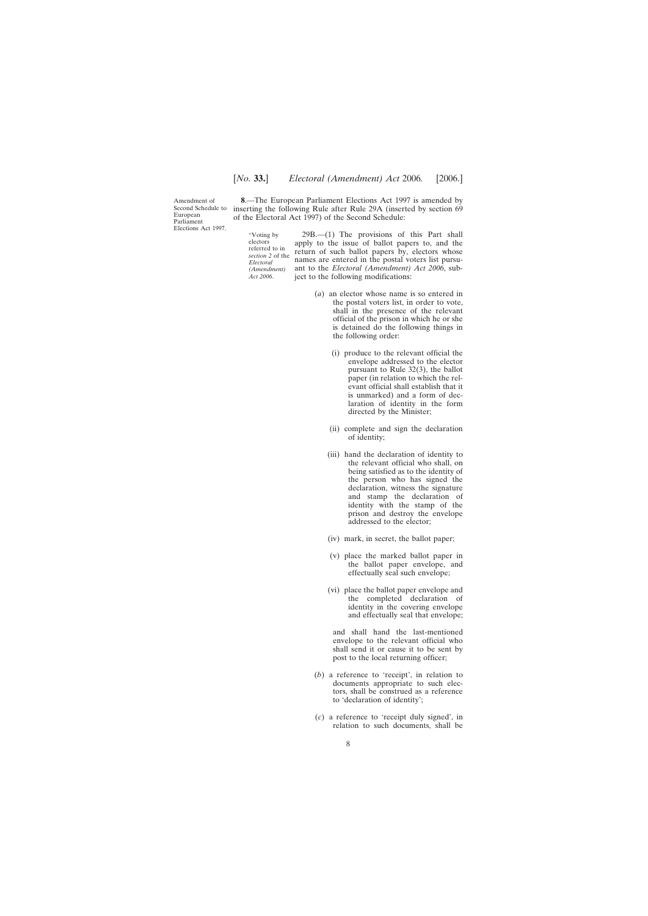Amendment of Second Schedule to European Parliament Elections Act 1997.

**8**.—The European Parliament Elections Act 1997 is amended by inserting the following Rule after Rule 29A (inserted by section 69 of the Electoral Act 1997) of the Second Schedule:

"Voting by electors referred to in *section 2* of the *Electoral (Amendment) Act 2006*.

29B.—(1) The provisions of this Part shall apply to the issue of ballot papers to, and the return of such ballot papers by, electors whose names are entered in the postal voters list pursuant to the *Electoral (Amendment) Act 2006*, subject to the following modifications:

(*a*) an elector whose name is so entered in the postal voters list, in order to vote, shall in the presence of the relevant official of the prison in which he or she is detained do the following things in the following order:

(i) produce to the relevant official the envelope addressed to the elector pursuant to Rule 32(3), the ballot paper (in relation to which the relevant official shall establish that it is unmarked) and a form of declaration of identity in the form directed by the Minister;

(ii) complete and sign the declaration of identity;

(iii) hand the declaration of identity to the relevant official who shall, on being satisfied as to the identity of the person who has signed the declaration, witness the signature and stamp the declaration of identity with the stamp of the prison and destroy the envelope addressed to the elector;

(iv) mark, in secret, the ballot paper;

(v) place the marked ballot paper in the ballot paper envelope, and effectually seal such envelope;

(vi) place the ballot paper envelope and the completed declaration of identity in the covering envelope and effectually seal that envelope;

and shall hand the last-mentioned envelope to the relevant official who shall send it or cause it to be sent by post to the local returning officer;

(*b*) a reference to 'receipt', in relation to documents appropriate to such electors, shall be construed as a reference to 'declaration of identity';

(*c*) a reference to 'receipt duly signed', in relation to such documents, shall be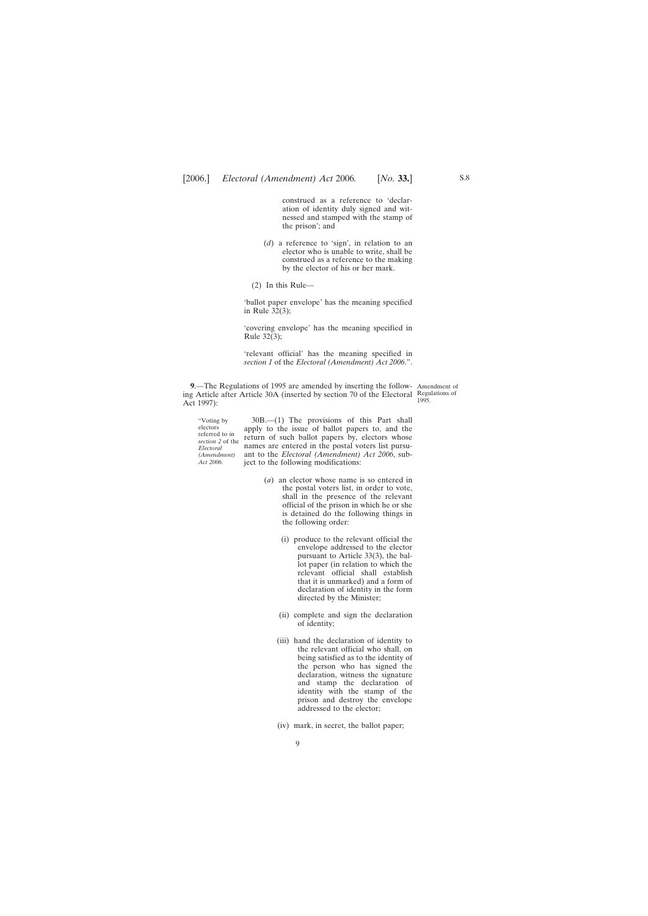construed as a reference to 'declaration of identity duly signed and witnessed and stamped with the stamp of the prison'; and

(*d*) a reference to 'sign', in relation to an elector who is unable to write, shall be construed as a reference to the making by the elector of his or her mark.

(2) In this Rule—

'ballot paper envelope' has the meaning specified in Rule 32(3);

'covering envelope' has the meaning specified in Rule 32(3);

'relevant official' has the meaning specified in *section 1* of the *Electoral (Amendment) Act 2006*.".

**9**.—The Regulations of 1995 are amended by inserting the following Article after Article 30A (inserted by section 70 of the Electoral Act 1997):

Amendment of Regulations of 1995.

"Voting by electors referred to in *section 2* of the *Electoral (Amendment) Act 2006*.

30B.—(1) The provisions of this Part shall apply to the issue of ballot papers to, and the return of such ballot papers by, electors whose names are entered in the postal voters list pursuant to the *Electoral (Amendment) Act 2006*, subject to the following modifications:

(*a*) an elector whose name is so entered in the postal voters list, in order to vote, shall in the presence of the relevant official of the prison in which he or she is detained do the following things in the following order:

(i) produce to the relevant official the envelope addressed to the elector pursuant to Article 33(3), the ballot paper (in relation to which the relevant official shall establish that it is unmarked) and a form of declaration of identity in the form directed by the Minister;

(ii) complete and sign the declaration of identity;

(iii) hand the declaration of identity to the relevant official who shall, on being satisfied as to the identity of the person who has signed the declaration, witness the signature and stamp the declaration of identity with the stamp of the prison and destroy the envelope addressed to the elector;

(iv) mark, in secret, the ballot paper;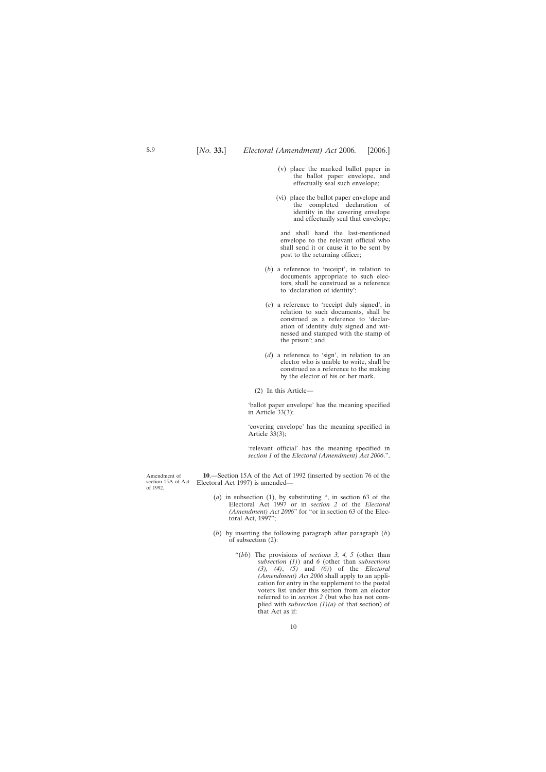(v) place the marked ballot paper in the ballot paper envelope, and effectually seal such envelope;

(vi) place the ballot paper envelope and the completed declaration of identity in the covering envelope and effectually seal that envelope;

and shall hand the last-mentioned envelope to the relevant official who shall send it or cause it to be sent by post to the returning officer;

(*b*) a reference to 'receipt', in relation to documents appropriate to such electors, shall be construed as a reference to 'declaration of identity';

(*c*) a reference to 'receipt duly signed', in relation to such documents, shall be construed as a reference to 'declaration of identity duly signed and witnessed and stamped with the stamp of the prison'; and

(*d*) a reference to 'sign', in relation to an elector who is unable to write, shall be construed as a reference to the making by the elector of his or her mark.

(2) In this Article—

'ballot paper envelope' has the meaning specified in Article 33(3);

'covering envelope' has the meaning specified in Article 33(3);

'relevant official' has the meaning specified in *section 1* of the *Electoral (Amendment) Act 2006*.".

Amendment of section 15A of Act of 1992.

**10**.—Section 15A of the Act of 1992 (inserted by section 76 of the Electoral Act 1997) is amended—

(*a*) in subsection (1), by substituting ", in section 63 of the Electoral Act 1997 or in *section 2* of the *Electoral (Amendment) Act 2006*" for "or in section 63 of the Electoral Act, 1997";

(*b*) by inserting the following paragraph after paragraph (*b*) of subsection (2):

"(*bb*) The provisions of *sections 3, 4, 5* (other than *subsection (1)*) and *6* (other than *subsections (3)*, *(4)*, *(5)* and *(6)*) of the *Electoral (Amendment) Act 2006* shall apply to an application for entry in the supplement to the postal voters list under this section from an elector referred to in *section 2* (but who has not complied with *subsection (1)(a)* of that section) of that Act as if: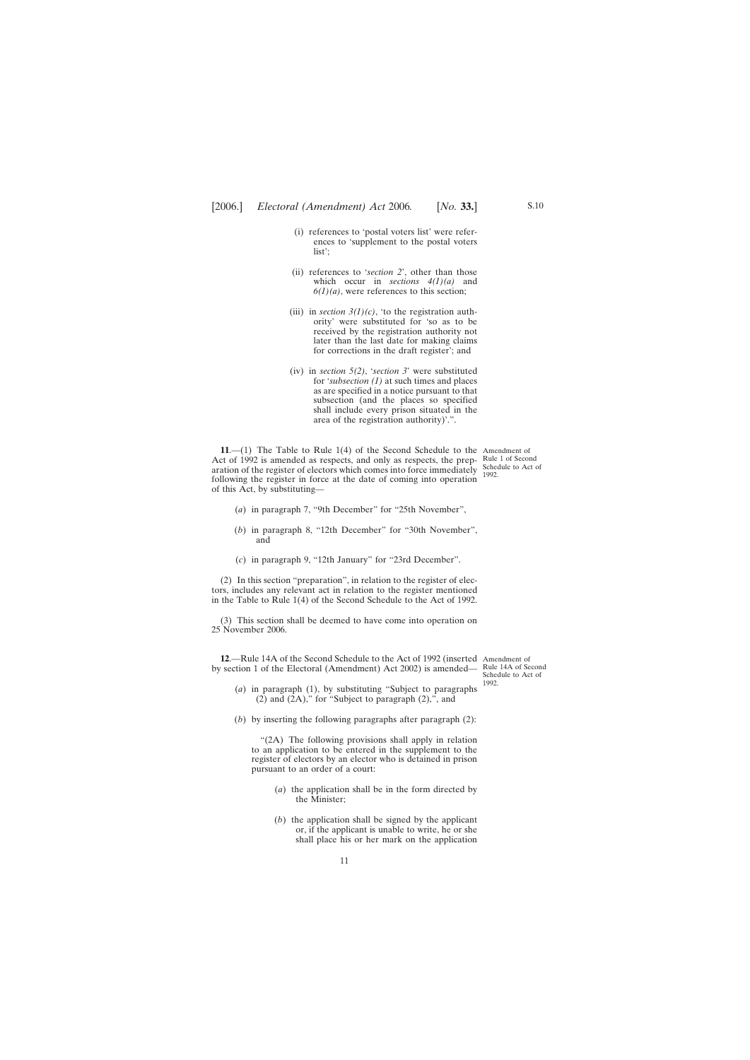(i) references to 'postal voters list' were references to 'supplement to the postal voters list';

(ii) references to '*section 2*', other than those which occur in *sections 4(1)(a)* and *6(1)(a)*, were references to this section;

(iii) in *section 3(1)(c)*, 'to the registration authority' were substituted for 'so as to be received by the registration authority not later than the last date for making claims for corrections in the draft register'; and

(iv) in *section 5(2)*, '*section 3*' were substituted for '*subsection (1)* at such times and places as are specified in a notice pursuant to that subsection (and the places so specified shall include every prison situated in the area of the registration authority)'.".

Amendment of Rule 1 of Second Schedule to Act of 1992.

**11**.—(1) The Table to Rule 1(4) of the Second Schedule to the Act of 1992 is amended as respects, and only as respects, the preparation of the register of electors which comes into force immediately following the register in force at the date of coming into operation of this Act, by substituting—

(*a*) in paragraph 7, "9th December" for "25th November",

(*b*) in paragraph 8, "12th December" for "30th November", and

(*c*) in paragraph 9, "12th January" for "23rd December".

(2) In this section "preparation", in relation to the register of electors, includes any relevant act in relation to the register mentioned in the Table to Rule 1(4) of the Second Schedule to the Act of 1992.

(3) This section shall be deemed to have come into operation on 25 November 2006.

Amendment of Rule 14A of Second Schedule to Act of 1992.

**12**.—Rule 14A of the Second Schedule to the Act of 1992 (inserted by section 1 of the Electoral (Amendment) Act 2002) is amended—

(*a*) in paragraph (1), by substituting "Subject to paragraphs (2) and (2A)," for "Subject to paragraph (2),", and

(*b*) by inserting the following paragraphs after paragraph (2):

"(2A) The following provisions shall apply in relation to an application to be entered in the supplement to the register of electors by an elector who is detained in prison pursuant to an order of a court:

(*a*) the application shall be in the form directed by the Minister;

(*b*) the application shall be signed by the applicant or, if the applicant is unable to write, he or she shall place his or her mark on the application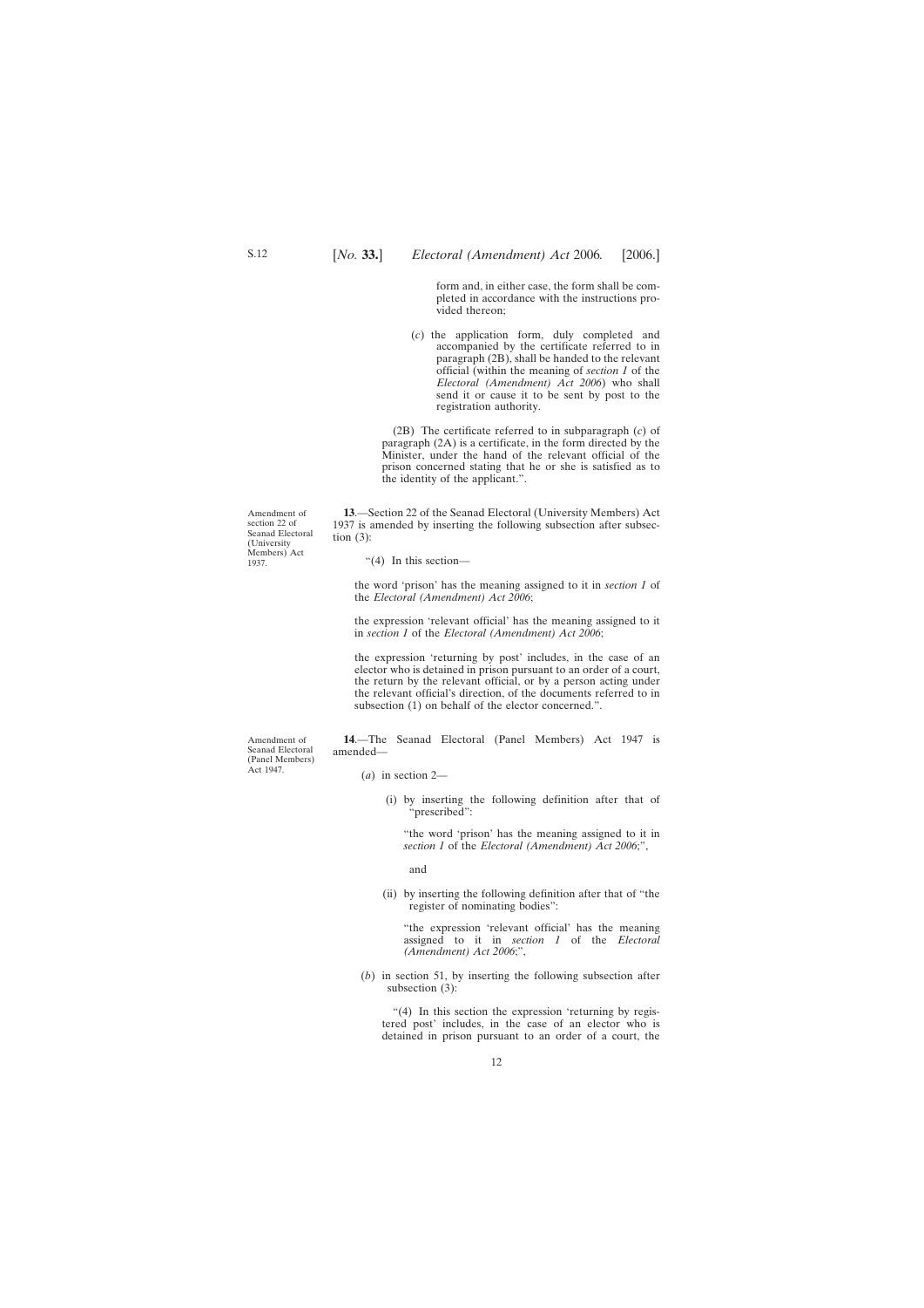form and, in either case, the form shall be completed in accordance with the instructions provided thereon;

(*c*) the application form, duly completed and accompanied by the certificate referred to in paragraph (2B), shall be handed to the relevant official (within the meaning of *section 1* of the *Electoral (Amendment) Act 2006*) who shall send it or cause it to be sent by post to the registration authority.

(2B) The certificate referred to in subparagraph (*c*) of paragraph (2A) is a certificate, in the form directed by the Minister, under the hand of the relevant official of the prison concerned stating that he or she is satisfied as to the identity of the applicant.".

Amendment of section 22 of Seanad Electoral (University Members) Act 1937.

**13**.—Section 22 of the Seanad Electoral (University Members) Act 1937 is amended by inserting the following subsection after subsection (3):

"(4) In this section—

the word 'prison' has the meaning assigned to it in *section 1* of the *Electoral (Amendment) Act 2006*;

the expression 'relevant official' has the meaning assigned to it in *section 1* of the *Electoral (Amendment) Act 2006*;

the expression 'returning by post' includes, in the case of an elector who is detained in prison pursuant to an order of a court, the return by the relevant official, or by a person acting under the relevant official's direction, of the documents referred to in subsection (1) on behalf of the elector concerned.".

Amendment of Seanad Electoral (Panel Members) Act 1947.

**14**.—The Seanad Electoral (Panel Members) Act 1947 is amended—

(*a*) in section 2—

(i) by inserting the following definition after that of "prescribed":

"the word 'prison' has the meaning assigned to it in *section 1* of the *Electoral (Amendment) Act 2006*;",

and

(ii) by inserting the following definition after that of "the register of nominating bodies":

"the expression 'relevant official' has the meaning assigned to it in *section 1* of the *Electoral (Amendment) Act 2006*;",

(*b*) in section 51, by inserting the following subsection after subsection (3):

"(4) In this section the expression 'returning by registered post' includes, in the case of an elector who is detained in prison pursuant to an order of a court, the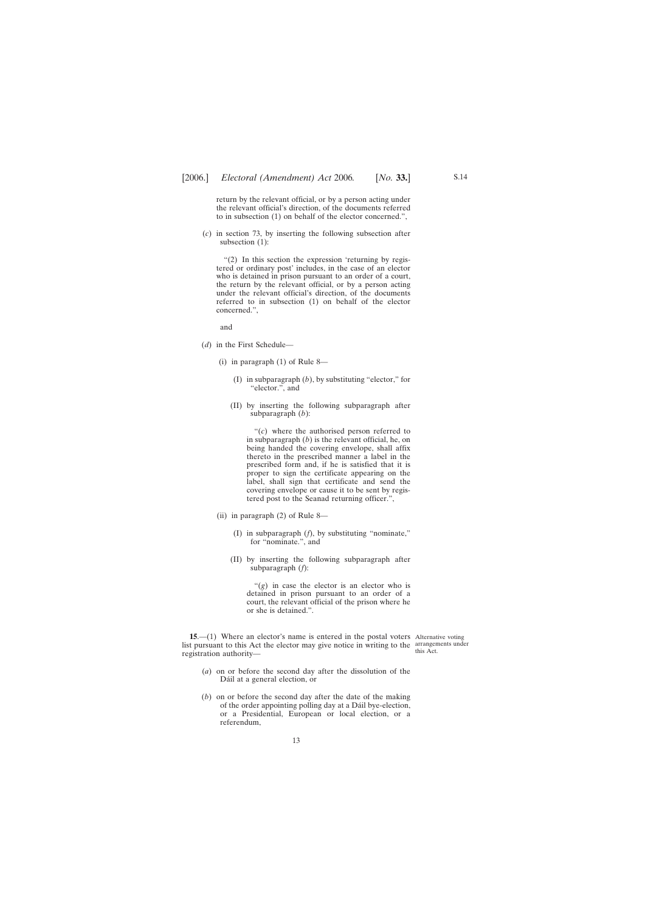return by the relevant official, or by a person acting under the relevant official's direction, of the documents referred to in subsection (1) on behalf of the elector concerned.",

(*c*) in section 73, by inserting the following subsection after subsection (1):

"(2) In this section the expression 'returning by registered or ordinary post' includes, in the case of an elector who is detained in prison pursuant to an order of a court, the return by the relevant official, or by a person acting under the relevant official's direction, of the documents referred to in subsection (1) on behalf of the elector concerned.",

and

(*d*) in the First Schedule—

(i) in paragraph (1) of Rule 8—

(I) in subparagraph (*b*), by substituting "elector," for "elector.", and

(II) by inserting the following subparagraph after subparagraph (*b*):

"(*c*) where the authorised person referred to in subparagraph (*b*) is the relevant official, he, on being handed the covering envelope, shall affix thereto in the prescribed manner a label in the prescribed form and, if he is satisfied that it is proper to sign the certificate appearing on the label, shall sign that certificate and send the covering envelope or cause it to be sent by registered post to the Seanad returning officer.",

(ii) in paragraph (2) of Rule 8—

(I) in subparagraph (*f*), by substituting "nominate," for "nominate.", and

(II) by inserting the following subparagraph after subparagraph (*f*):

"(*g*) in case the elector is an elector who is detained in prison pursuant to an order of a court, the relevant official of the prison where he or she is detained.".

Alternative voting arrangements under this Act.

**15**.—(1) Where an elector's name is entered in the postal voters list pursuant to this Act the elector may give notice in writing to the registration authority—

(*a*) on or before the second day after the dissolution of the Dáil at a general election, or

(*b*) on or before the second day after the date of the making of the order appointing polling day at a Dáil bye-election, or a Presidential, European or local election, or a referendum,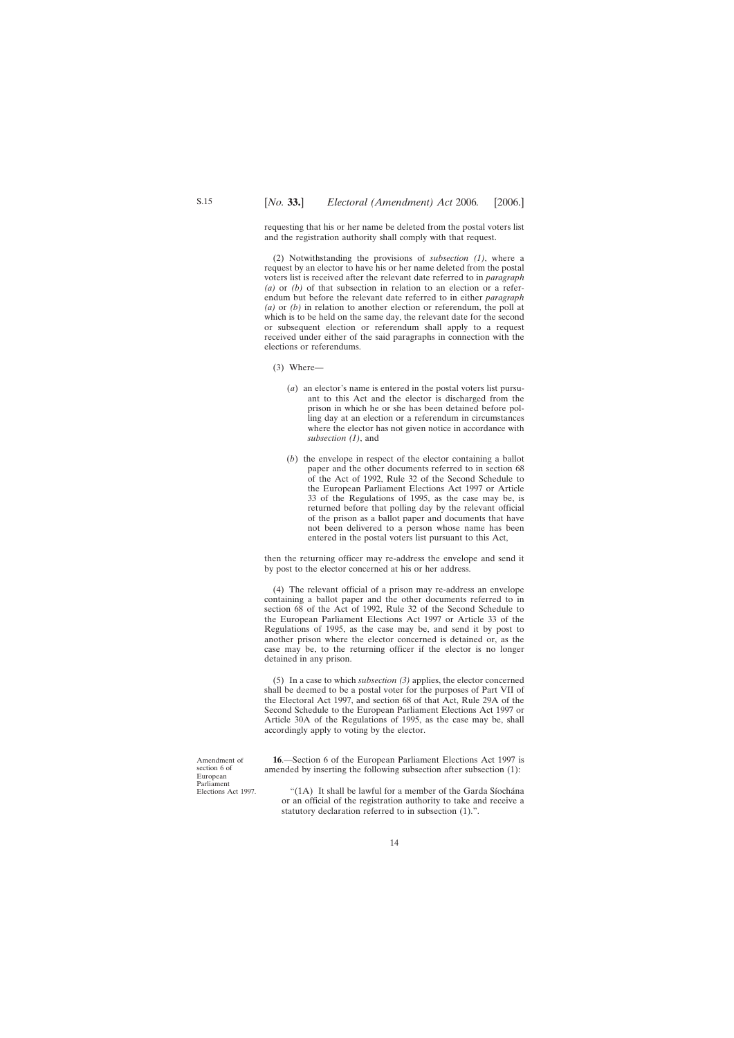requesting that his or her name be deleted from the postal voters list and the registration authority shall comply with that request.

(2) Notwithstanding the provisions of *subsection (1)*, where a request by an elector to have his or her name deleted from the postal voters list is received after the relevant date referred to in *paragraph (a)* or *(b)* of that subsection in relation to an election or a referendum but before the relevant date referred to in either *paragraph (a)* or *(b)* in relation to another election or referendum, the poll at which is to be held on the same day, the relevant date for the second or subsequent election or referendum shall apply to a request received under either of the said paragraphs in connection with the elections or referendums.

(3) Where—

(*a*) an elector's name is entered in the postal voters list pursuant to this Act and the elector is discharged from the prison in which he or she has been detained before polling day at an election or a referendum in circumstances where the elector has not given notice in accordance with *subsection (1)*, and

(*b*) the envelope in respect of the elector containing a ballot paper and the other documents referred to in section 68 of the Act of 1992, Rule 32 of the Second Schedule to the European Parliament Elections Act 1997 or Article 33 of the Regulations of 1995, as the case may be, is returned before that polling day by the relevant official of the prison as a ballot paper and documents that have not been delivered to a person whose name has been entered in the postal voters list pursuant to this Act,

then the returning officer may re-address the envelope and send it by post to the elector concerned at his or her address.

(4) The relevant official of a prison may re-address an envelope containing a ballot paper and the other documents referred to in section 68 of the Act of 1992, Rule 32 of the Second Schedule to the European Parliament Elections Act 1997 or Article 33 of the Regulations of 1995, as the case may be, and send it by post to another prison where the elector concerned is detained or, as the case may be, to the returning officer if the elector is no longer detained in any prison.

(5) In a case to which *subsection (3)* applies, the elector concerned shall be deemed to be a postal voter for the purposes of Part VII of the Electoral Act 1997, and section 68 of that Act, Rule 29A of the Second Schedule to the European Parliament Elections Act 1997 or Article 30A of the Regulations of 1995, as the case may be, shall accordingly apply to voting by the elector.

Amendment of section 6 of European Parliament Elections Act 1997.

**16**.—Section 6 of the European Parliament Elections Act 1997 is amended by inserting the following subsection after subsection (1):

"(1A) It shall be lawful for a member of the Garda Síochána or an official of the registration authority to take and receive a statutory declaration referred to in subsection (1).".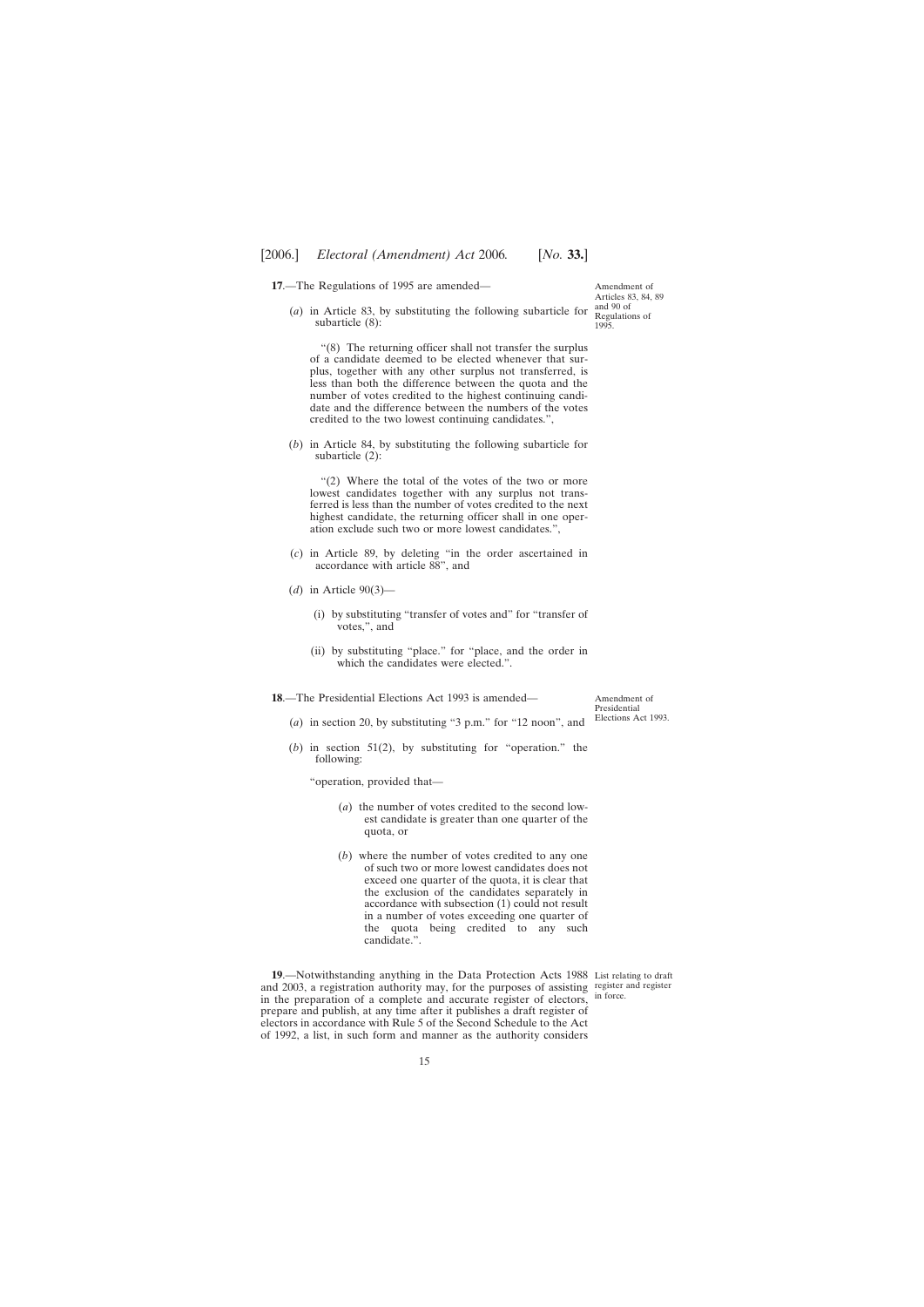**17**.—The Regulations of 1995 are amended—

Amendment of Articles 83, 84, 89 and 90 of Regulations of 1995.

(*a*) in Article 83, by substituting the following subarticle for subarticle (8):

> "(8) The returning officer shall not transfer the surplus of a candidate deemed to be elected whenever that surplus, together with any other surplus not transferred, is less than both the difference between the quota and the number of votes credited to the highest continuing candidate and the difference between the numbers of the votes credited to the two lowest continuing candidates.",

(*b*) in Article 84, by substituting the following subarticle for subarticle (2):

> "(2) Where the total of the votes of the two or more lowest candidates together with any surplus not transferred is less than the number of votes credited to the next highest candidate, the returning officer shall in one operation exclude such two or more lowest candidates.",

(*c*) in Article 89, by deleting "in the order ascertained in accordance with article 88", and

(*d*) in Article 90(3)—

(i) by substituting "transfer of votes and" for "transfer of votes,", and

(ii) by substituting "place." for "place, and the order in which the candidates were elected.".

**18**.—The Presidential Elections Act 1993 is amended—

Amendment of Presidential Elections Act 1993.

(*a*) in section 20, by substituting "3 p.m." for "12 noon", and

(*b*) in section 51(2), by substituting for "operation." the following:

> "operation, provided that—
>
> (*a*) the number of votes credited to the second lowest candidate is greater than one quarter of the quota, or
>
> (*b*) where the number of votes credited to any one of such two or more lowest candidates does not exceed one quarter of the quota, it is clear that the exclusion of the candidates separately in accordance with subsection (1) could not result in a number of votes exceeding one quarter of the quota being credited to any such candidate.".

**19**.—Notwithstanding anything in the Data Protection Acts 1988 and 2003, a registration authority may, for the purposes of assisting in the preparation of a complete and accurate register of electors, prepare and publish, at any time after it publishes a draft register of electors in accordance with Rule 5 of the Second Schedule to the Act of 1992, a list, in such form and manner as the authority considers

List relating to draft register and register in force.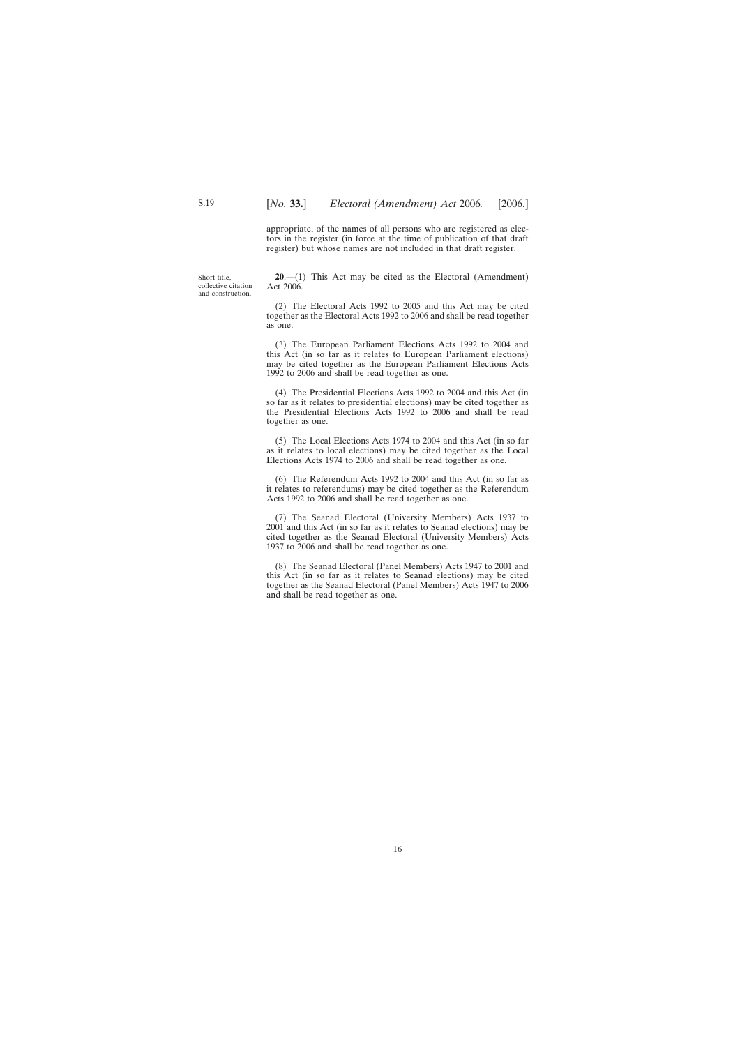appropriate, of the names of all persons who are registered as electors in the register (in force at the time of publication of that draft register) but whose names are not included in that draft register.

Short title, collective citation and construction.

**20**.—(1) This Act may be cited as the Electoral (Amendment) Act 2006.

(2) The Electoral Acts 1992 to 2005 and this Act may be cited together as the Electoral Acts 1992 to 2006 and shall be read together as one.

(3) The European Parliament Elections Acts 1992 to 2004 and this Act (in so far as it relates to European Parliament elections) may be cited together as the European Parliament Elections Acts 1992 to 2006 and shall be read together as one.

(4) The Presidential Elections Acts 1992 to 2004 and this Act (in so far as it relates to presidential elections) may be cited together as the Presidential Elections Acts 1992 to 2006 and shall be read together as one.

(5) The Local Elections Acts 1974 to 2004 and this Act (in so far as it relates to local elections) may be cited together as the Local Elections Acts 1974 to 2006 and shall be read together as one.

(6) The Referendum Acts 1992 to 2004 and this Act (in so far as it relates to referendums) may be cited together as the Referendum Acts 1992 to 2006 and shall be read together as one.

(7) The Seanad Electoral (University Members) Acts 1937 to 2001 and this Act (in so far as it relates to Seanad elections) may be cited together as the Seanad Electoral (University Members) Acts 1937 to 2006 and shall be read together as one.

(8) The Seanad Electoral (Panel Members) Acts 1947 to 2001 and this Act (in so far as it relates to Seanad elections) may be cited together as the Seanad Electoral (Panel Members) Acts 1947 to 2006 and shall be read together as one.